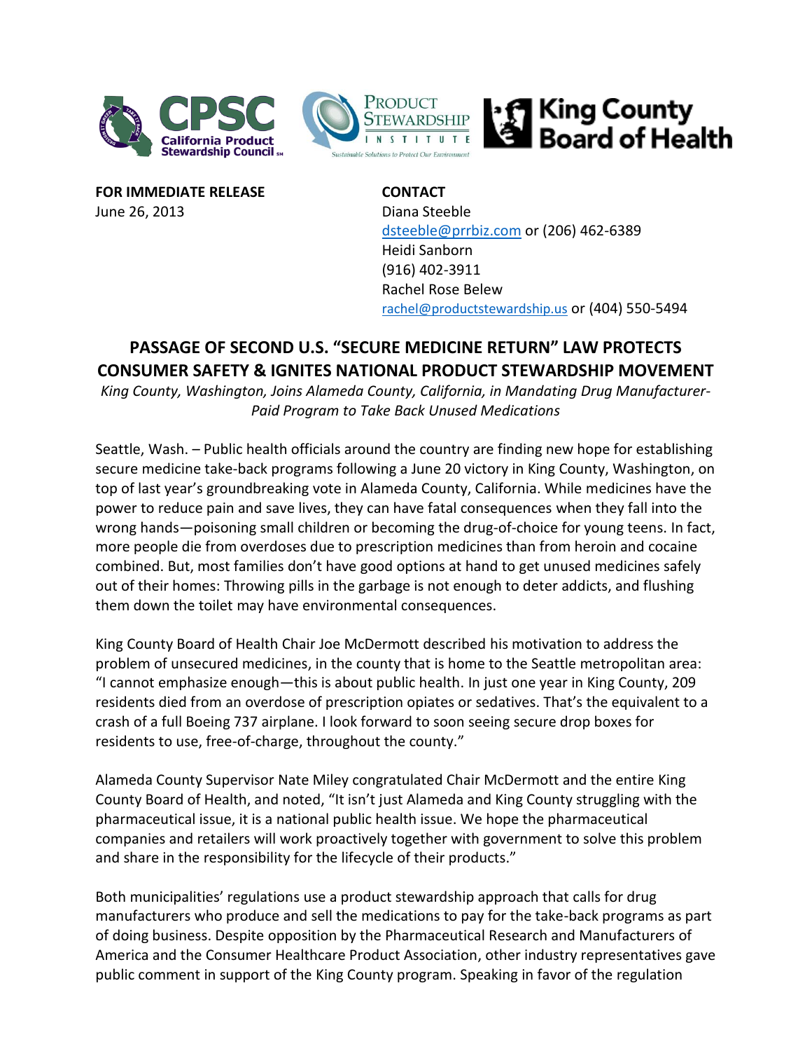**FOR IMMEDIATE RELEASE**
June 26, 2013

**CONTACT**
Diana Steeble
dsteeble@prrbiz.com or (206) 462-6389
Heidi Sanborn
(916) 402-3911
Rachel Rose Belew
rachel@productstewardship.us or (404) 550-5494

# PASSAGE OF SECOND U.S. "SECURE MEDICINE RETURN" LAW PROTECTS CONSUMER SAFETY & IGNITES NATIONAL PRODUCT STEWARDSHIP MOVEMENT

*King County, Washington, Joins Alameda County, California, in Mandating Drug Manufacturer-Paid Program to Take Back Unused Medications*

Seattle, Wash. – Public health officials around the country are finding new hope for establishing secure medicine take-back programs following a June 20 victory in King County, Washington, on top of last year's groundbreaking vote in Alameda County, California. While medicines have the power to reduce pain and save lives, they can have fatal consequences when they fall into the wrong hands—poisoning small children or becoming the drug-of-choice for young teens. In fact, more people die from overdoses due to prescription medicines than from heroin and cocaine combined. But, most families don't have good options at hand to get unused medicines safely out of their homes: Throwing pills in the garbage is not enough to deter addicts, and flushing them down the toilet may have environmental consequences.

King County Board of Health Chair Joe McDermott described his motivation to address the problem of unsecured medicines, in the county that is home to the Seattle metropolitan area: "I cannot emphasize enough—this is about public health. In just one year in King County, 209 residents died from an overdose of prescription opiates or sedatives. That's the equivalent to a crash of a full Boeing 737 airplane. I look forward to soon seeing secure drop boxes for residents to use, free-of-charge, throughout the county."

Alameda County Supervisor Nate Miley congratulated Chair McDermott and the entire King County Board of Health, and noted, "It isn't just Alameda and King County struggling with the pharmaceutical issue, it is a national public health issue. We hope the pharmaceutical companies and retailers will work proactively together with government to solve this problem and share in the responsibility for the lifecycle of their products."

Both municipalities' regulations use a product stewardship approach that calls for drug manufacturers who produce and sell the medications to pay for the take-back programs as part of doing business. Despite opposition by the Pharmaceutical Research and Manufacturers of America and the Consumer Healthcare Product Association, other industry representatives gave public comment in support of the King County program. Speaking in favor of the regulation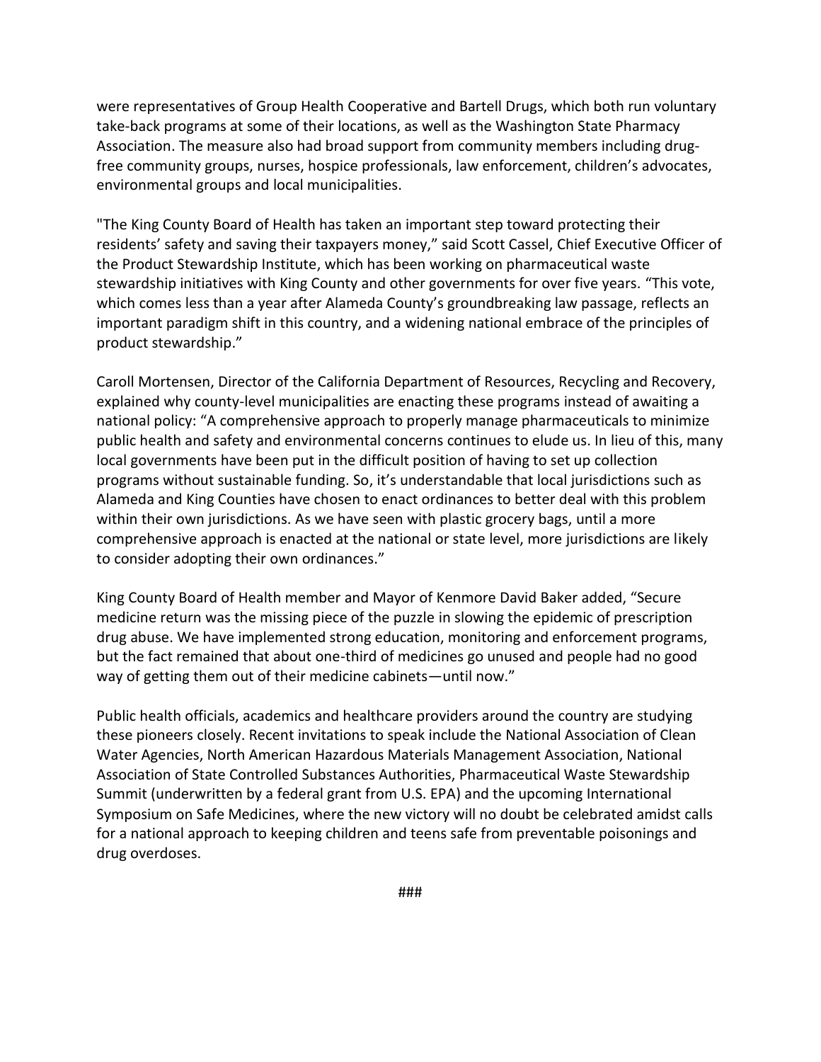were representatives of Group Health Cooperative and Bartell Drugs, which both run voluntary take-back programs at some of their locations, as well as the Washington State Pharmacy Association. The measure also had broad support from community members including drug-free community groups, nurses, hospice professionals, law enforcement, children's advocates, environmental groups and local municipalities.

"The King County Board of Health has taken an important step toward protecting their residents' safety and saving their taxpayers money," said Scott Cassel, Chief Executive Officer of the Product Stewardship Institute, which has been working on pharmaceutical waste stewardship initiatives with King County and other governments for over five years. "This vote, which comes less than a year after Alameda County's groundbreaking law passage, reflects an important paradigm shift in this country, and a widening national embrace of the principles of product stewardship."

Caroll Mortensen, Director of the California Department of Resources, Recycling and Recovery, explained why county-level municipalities are enacting these programs instead of awaiting a national policy: "A comprehensive approach to properly manage pharmaceuticals to minimize public health and safety and environmental concerns continues to elude us. In lieu of this, many local governments have been put in the difficult position of having to set up collection programs without sustainable funding. So, it's understandable that local jurisdictions such as Alameda and King Counties have chosen to enact ordinances to better deal with this problem within their own jurisdictions. As we have seen with plastic grocery bags, until a more comprehensive approach is enacted at the national or state level, more jurisdictions are likely to consider adopting their own ordinances."

King County Board of Health member and Mayor of Kenmore David Baker added, "Secure medicine return was the missing piece of the puzzle in slowing the epidemic of prescription drug abuse. We have implemented strong education, monitoring and enforcement programs, but the fact remained that about one-third of medicines go unused and people had no good way of getting them out of their medicine cabinets—until now."

Public health officials, academics and healthcare providers around the country are studying these pioneers closely. Recent invitations to speak include the National Association of Clean Water Agencies, North American Hazardous Materials Management Association, National Association of State Controlled Substances Authorities, Pharmaceutical Waste Stewardship Summit (underwritten by a federal grant from U.S. EPA) and the upcoming International Symposium on Safe Medicines, where the new victory will no doubt be celebrated amidst calls for a national approach to keeping children and teens safe from preventable poisonings and drug overdoses.

###